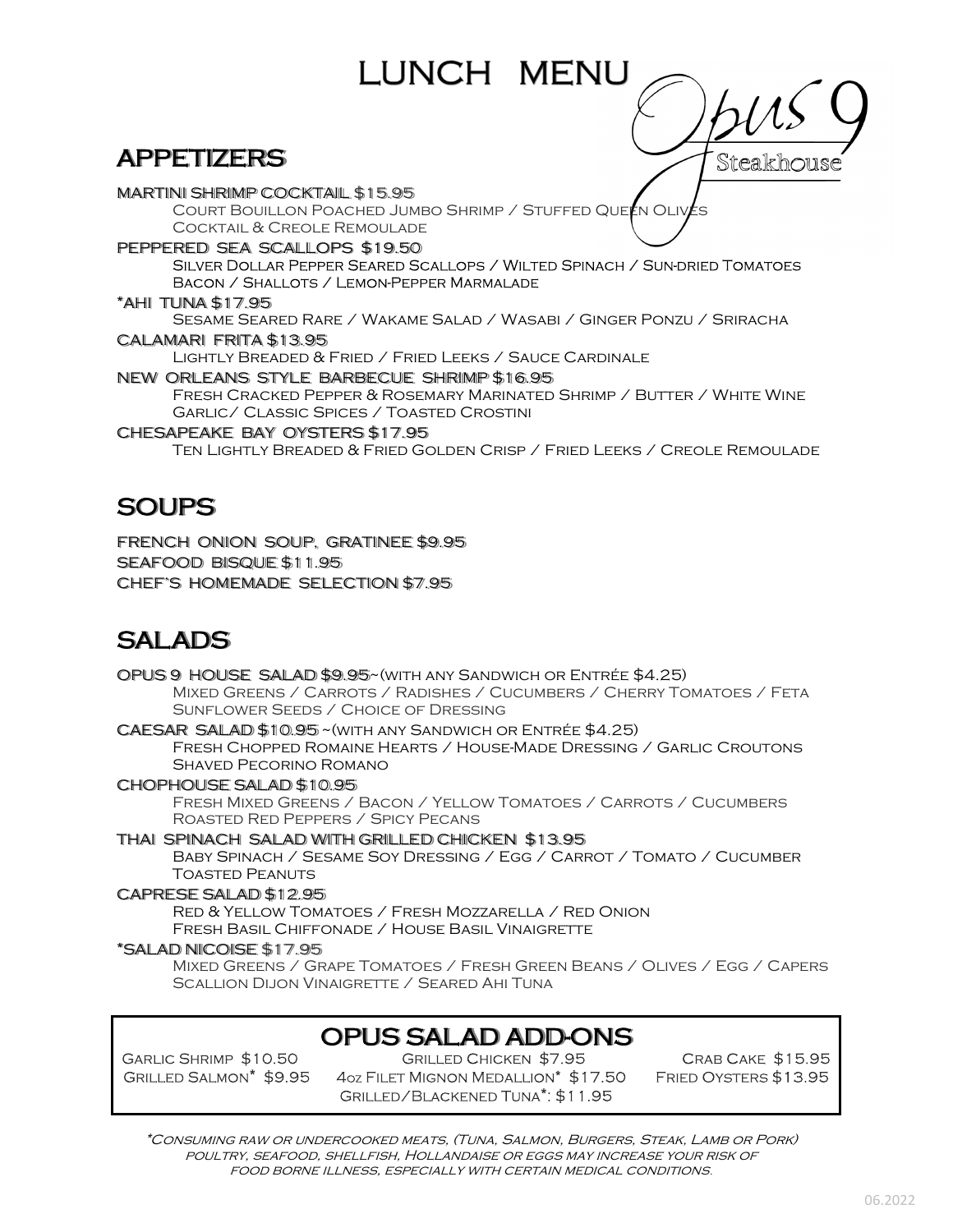# LUNCH MENU

Opus 9 Steakhouse

## APPETIZERS

**MARTINI SHRIMP COCKTAIL $15.95**
Court Bouillon Poached Jumbo Shrimp / Stuffed Queen Olives
Cocktail & Creole Remoulade

**PEPPERED SEA SCALLOPS $19.50**
Silver Dollar Pepper Seared Scallops / Wilted Spinach / Sun-dried Tomatoes
Bacon / Shallots / Lemon-Pepper Marmalade

**\*AHI TUNA $17.95**
Sesame Seared Rare / Wakame Salad / Wasabi / Ginger Ponzu / Sriracha

**CALAMARI FRITA $13.95**
Lightly Breaded & Fried / Fried Leeks / Sauce Cardinale

**NEW ORLEANS STYLE BARBECUE SHRIMP $16.95**
Fresh Cracked Pepper & Rosemary Marinated Shrimp / Butter / White Wine
Garlic/ Classic Spices / Toasted Crostini

**CHESAPEAKE BAY OYSTERS $17.95**
Ten Lightly Breaded & Fried Golden Crisp / Fried Leeks / Creole Remoulade

## SOUPS

**FRENCH ONION SOUP, GRATINEE $9.95**
**SEAFOOD BISQUE $11.95**
**CHEF'S HOMEMADE SELECTION $7.95**

## SALADS

**OPUS 9 HOUSE SALAD $9.95**~(with any Sandwich or Entrée $4.25)
Mixed Greens / Carrots / Radishes / Cucumbers / Cherry Tomatoes / Feta
Sunflower Seeds / Choice of Dressing

**CAESAR SALAD $10.95** ~(with any Sandwich or Entrée $4.25)
Fresh Chopped Romaine Hearts / House-Made Dressing / Garlic Croutons
Shaved Pecorino Romano

**CHOPHOUSE SALAD $10.95**
Fresh Mixed Greens / Bacon / Yellow Tomatoes / Carrots / Cucumbers
Roasted Red Peppers / Spicy Pecans

**THAI SPINACH SALAD WITH GRILLED CHICKEN $13.95**
Baby Spinach / Sesame Soy Dressing / Egg / Carrot / Tomato / Cucumber
Toasted Peanuts

**CAPRESE SALAD $12.95**
Red & Yellow Tomatoes / Fresh Mozzarella / Red Onion
Fresh Basil Chiffonade / House Basil Vinaigrette

**\*SALAD NICOISE $17.95**
Mixed Greens / Grape Tomatoes / Fresh Green Beans / Olives / Egg / Capers
Scallion Dijon Vinaigrette / Seared Ahi Tuna

### OPUS SALAD ADD-ONS

Garlic Shrimp $10.50 — Grilled Chicken $7.95 — Crab Cake $15.95
Grilled Salmon* $9.95 — 4oz Filet Mignon Medallion* $17.50 — Fried Oysters $13.95
Grilled/Blackened Tuna*: $11.95

*\*Consuming raw or undercooked meats, (Tuna, Salmon, Burgers, Steak, Lamb or Pork) poultry, seafood, shellfish, Hollandaise or eggs may increase your risk of food borne illness, especially with certain medical conditions.*

06.2022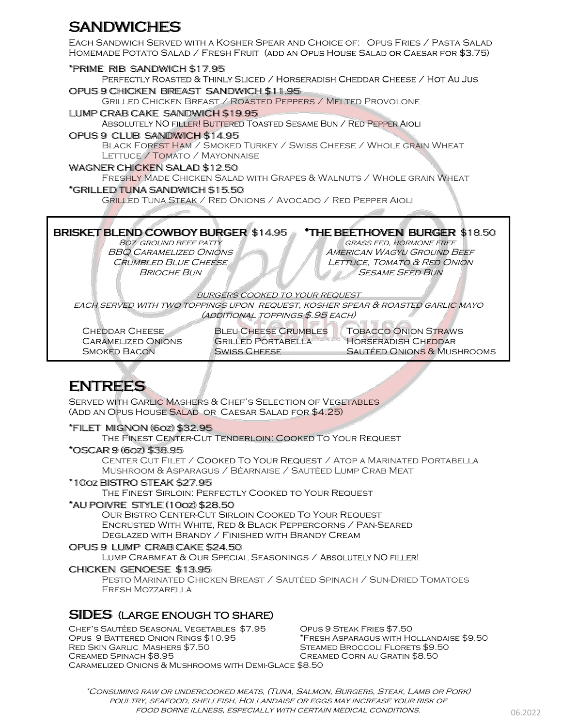# SANDWICHES

Each Sandwich Served with a Kosher Spear and Choice of: Opus Fries / Pasta Salad
Homemade Potato Salad / Fresh Fruit (add an Opus House Salad or Caesar for $3.75)

**\*PRIME RIB SANDWICH $17.95**
Perfectly Roasted & Thinly Sliced / Horseradish Cheddar Cheese / Hot Au Jus

**OPUS 9 CHICKEN BREAST SANDWICH $11.95**
Grilled Chicken Breast / Roasted Peppers / Melted Provolone

**LUMP CRAB CAKE SANDWICH $19.95**
Absolutely NO filler! Buttered Toasted Sesame Bun / Red Pepper Aioli

**OPUS 9 CLUB SANDWICH $14.95**
Black Forest Ham / Smoked Turkey / Swiss Cheese / Whole grain Wheat
Lettuce / Tomato / Mayonnaise

**WAGNER CHICKEN SALAD $12.50**
Freshly Made Chicken Salad with Grapes & Walnuts / Whole grain Wheat

**\*GRILLED TUNA SANDWICH $15.50**
Grilled Tuna Steak / Red Onions / Avocado / Red Pepper Aioli

**BRISKET BLEND COWBOY BURGER $14.95**
*8oz ground beef patty*
*BBQ Caramelized Onions*
*Crumbled Blue Cheese*
*Brioche Bun*

**\*THE BEETHOVEN BURGER $18.50**
*grass fed, hormone free*
*American Wagyu Ground Beef*
*Lettuce, Tomato & Red Onion*
*Sesame Seed Bun*

*burgers cooked to your request*
*each served with two toppings upon request, kosher spear & roasted garlic mayo*
*(additional toppings $.95 each)*

| | | |
|---|---|---|
| Cheddar Cheese | Bleu Cheese Crumbles | Tobacco Onion Straws |
| Caramelized Onions | Grilled Portabella | Horseradish Cheddar |
| Smoked Bacon | Swiss Cheese | Sautéed Onions & Mushrooms |

# ENTREES

Served with Garlic Mashers & Chef's Selection of Vegetables
(Add an Opus House Salad or Caesar Salad for $4.25)

**\*FILET MIGNON (6oz) $32.95**
The Finest Center-Cut Tenderloin: Cooked To Your Request

**\*OSCAR 9 (6oz) $38.95**
Center Cut Filet / Cooked To Your Request / Atop a Marinated Portabella
Mushroom & Asparagus / Béarnaise / Sautéed Lump Crab Meat

**\*10oz BISTRO STEAK $27.95**
The Finest Sirloin: Perfectly Cooked to Your Request

**\*AU POIVRE STYLE (10oz) $28.50**
Our Bistro Center-Cut Sirloin Cooked To Your Request
Encrusted With White, Red & Black Peppercorns / Pan-Seared
Deglazed with Brandy / Finished with Brandy Cream

**OPUS 9 LUMP CRAB CAKE $24.50**
Lump Crabmeat & Our Special Seasonings / Absolutely NO filler!

**CHICKEN GENOESE $13.95**
Pesto Marinated Chicken Breast / Sautéed Spinach / Sun-Dried Tomatoes
Fresh Mozzarella

## SIDES (large enough to share)

| | |
|---|---|
| Chef's Sautéed Seasonal Vegetables $7.95 | Opus 9 Steak Fries $7.50 |
| Opus 9 Battered Onion Rings $10.95 | \*Fresh Asparagus with Hollandaise $9.50 |
| Red Skin Garlic Mashers $7.50 | Steamed Broccoli Florets $9.50 |
| Creamed Spinach $8.95 | Creamed Corn au Gratin $8.50 |
| Caramelized Onions & Mushrooms with Demi-Glace $8.50 | |

*\*Consuming raw or undercooked meats, (Tuna, Salmon, Burgers, Steak, Lamb or Pork) poultry, seafood, shellfish, Hollandaise or eggs may increase your risk of food borne illness, especially with certain medical conditions.*

06.2022